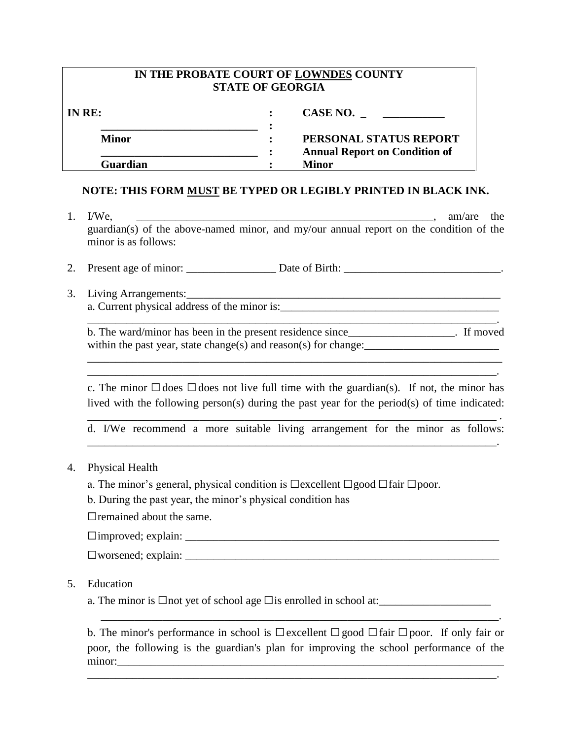**IN THE PROBATE COURT OF LOWNDES COUNTY**
**STATE OF GEORGIA**

| | | |
|---|---|---|
| **IN RE:** | : | **CASE NO. ______________** |
| ____________________________ | : | |
| **Minor** | : | **PERSONAL STATUS REPORT** |
| ____________________________ | : | **Annual Report on Condition of** |
| **Guardian** | : | **Minor** |

**NOTE: THIS FORM MUST BE TYPED OR LEGIBLY PRINTED IN BLACK INK.**

1. I/We, ________________________________________________________, am/are the guardian(s) of the above-named minor, and my/our annual report on the condition of the minor is as follows:

2. Present age of minor: ________________ Date of Birth: ____________________________.

3. Living Arrangements:____________________________________________________________
   a. Current physical address of the minor is:_______________________________________
   ________________________________________________________________________.
   b. The ward/minor has been in the present residence since__________________. If moved within the past year, state change(s) and reason(s) for change:________________________
   ________________________________________________________________________
   ________________________________________________________________________.

   c. The minor ☐ does ☐ does not live full time with the guardian(s). If not, the minor has lived with the following person(s) during the past year for the period(s) of time indicated:
   ________________________________________________________________________ .
   d. I/We recommend a more suitable living arrangement for the minor as follows:
   ________________________________________________________________________.

4. Physical Health

   a. The minor's general, physical condition is ☐excellent ☐good ☐fair ☐poor.

   b. During the past year, the minor's physical condition has

   ☐remained about the same.

   ☐improved; explain: ______________________________________________________

   ☐worsened; explain: ______________________________________________________

5. Education

   a. The minor is ☐not yet of school age ☐is enrolled in school at:____________________
   ________________________________________________________________________.

   b. The minor's performance in school is ☐ excellent ☐ good ☐ fair ☐ poor. If only fair or poor, the following is the guardian's plan for improving the school performance of the minor:____________________________________________________________________
   ________________________________________________________________________.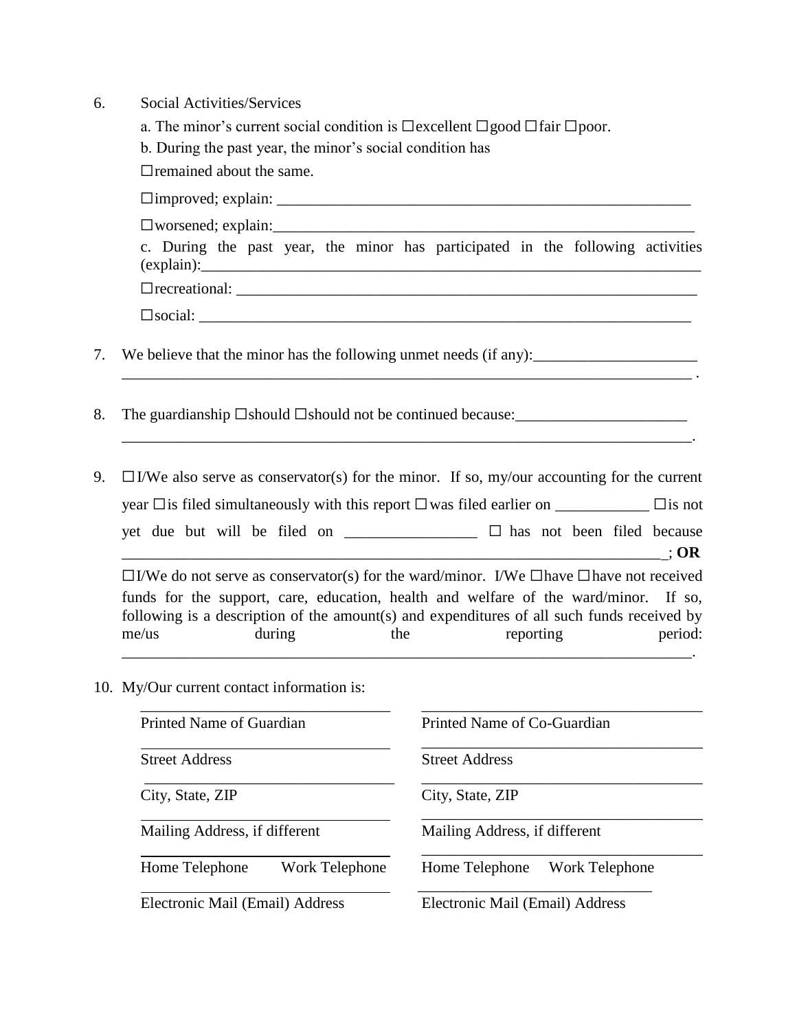6. Social Activities/Services

   a. The minor's current social condition is ☐excellent ☐good ☐fair ☐poor.

   b. During the past year, the minor's social condition has

   ☐remained about the same.

   ☐improved; explain: ___________________________________________________

   ☐worsened; explain:___________________________________________________

   c. During the past year, the minor has participated in the following activities (explain):_____________________________________________________________

   ☐recreational: _________________________________________________________

   ☐social: ______________________________________________________________

7. We believe that the minor has the following unmet needs (if any):_____________________ ______________________________________________________________________ .

8. The guardianship ☐should ☐should not be continued because:______________________ ______________________________________________________________________.

9. ☐I/We also serve as conservator(s) for the minor. If so, my/our accounting for the current year ☐is filed simultaneously with this report ☐was filed earlier on ____________ ☐is not yet due but will be filed on _________________ ☐ has not been filed because _______________________________________________________________; **OR**

   ☐I/We do not serve as conservator(s) for the ward/minor. I/We ☐have ☐have not received funds for the support, care, education, health and welfare of the ward/minor. If so, following is a description of the amount(s) and expenditures of all such funds received by me/us during the reporting period: ______________________________________________________________________.

10. My/Our current contact information is:

| | |
|---|---|
| _________________________________ | _________________________________ |
| Printed Name of Guardian | Printed Name of Co-Guardian |
| _________________________________ | _________________________________ |
| Street Address | Street Address |
| _________________________________ | _________________________________ |
| City, State, ZIP | City, State, ZIP |
| _________________________________ | _________________________________ |
| Mailing Address, if different | Mailing Address, if different |
| _________________________________ | _________________________________ |
| Home Telephone    Work Telephone | Home Telephone    Work Telephone |
| _________________________________ | _________________________________ |
| Electronic Mail (Email) Address | Electronic Mail (Email) Address |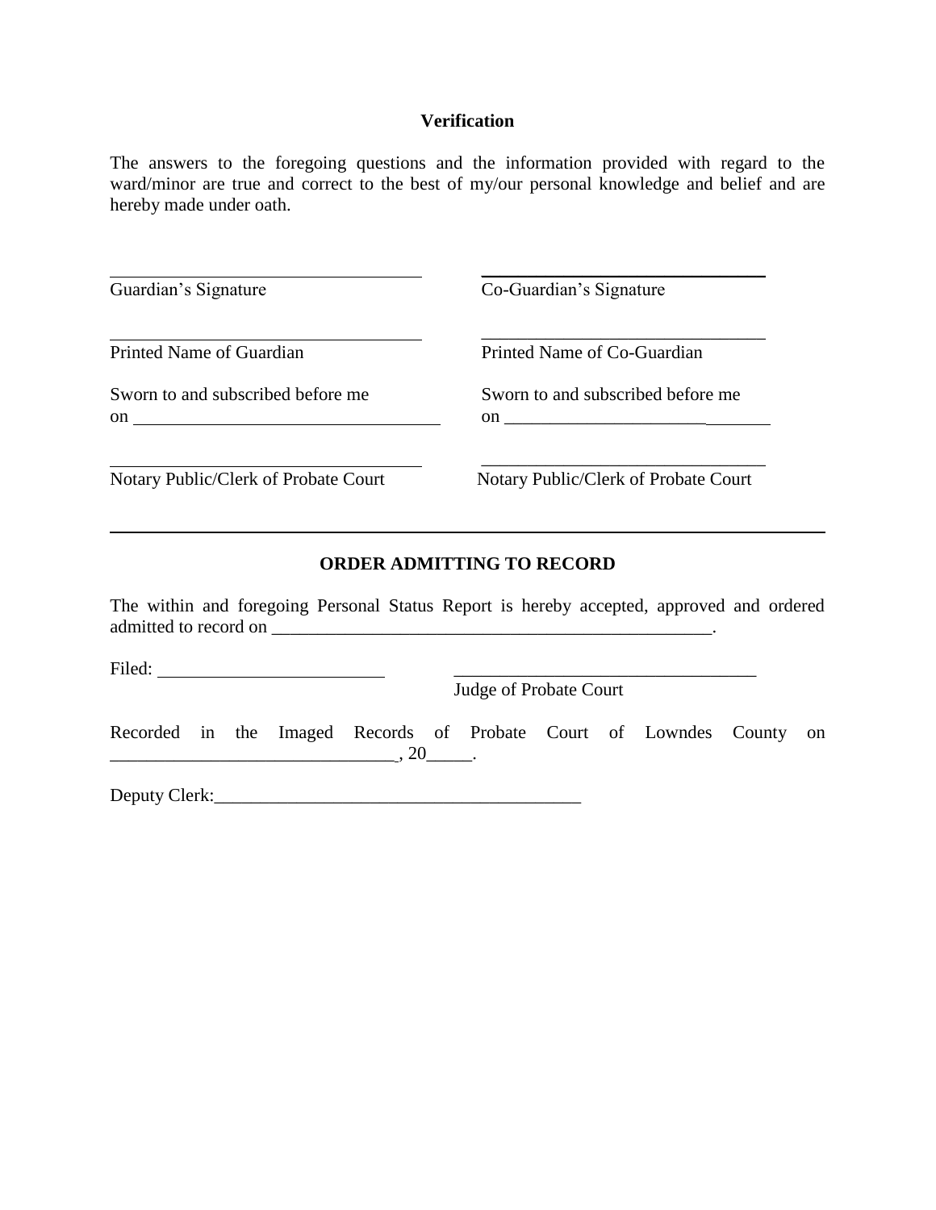**Verification**

The answers to the foregoing questions and the information provided with regard to the ward/minor are true and correct to the best of my/our personal knowledge and belief and are hereby made under oath.

| | |
|---|---|
| ______________________________ | ______________________________ |
| Guardian's Signature | Co-Guardian's Signature |
| ______________________________ | ______________________________ |
| Printed Name of Guardian | Printed Name of Co-Guardian |
| Sworn to and subscribed before me on ______________________________ | Sworn to and subscribed before me on ______________________________ |
| ______________________________ | ______________________________ |
| Notary Public/Clerk of Probate Court | Notary Public/Clerk of Probate Court |

---

**ORDER ADMITTING TO RECORD**

The within and foregoing Personal Status Report is hereby accepted, approved and ordered admitted to record on ________________________________________________.

Filed: ________________________ ________________________________
Judge of Probate Court

Recorded in the Imaged Records of Probate Court of Lowndes County on ______________________________, 20_____.

Deputy Clerk:________________________________________